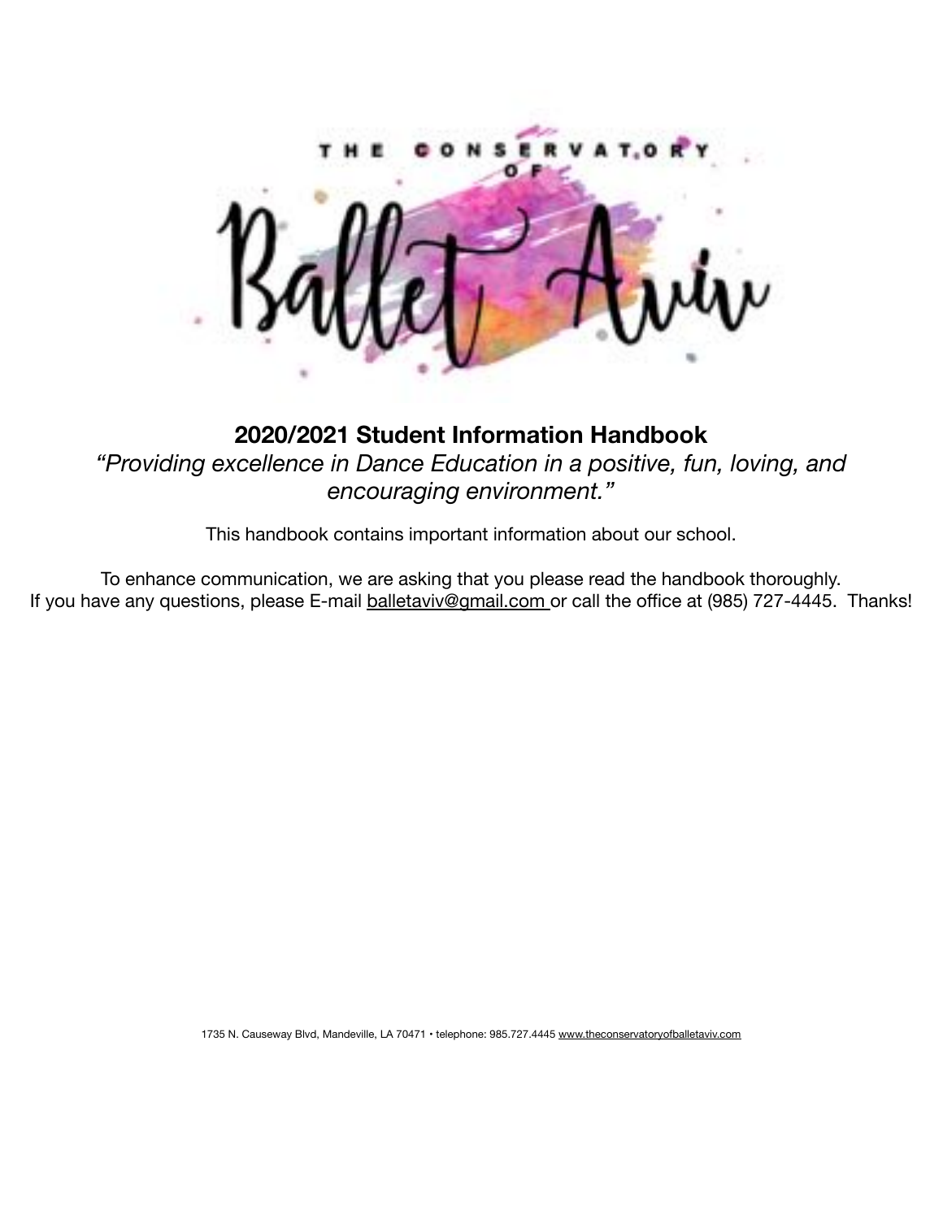THE CONSERVATORY OF

Ballet Aviv

**2020/2021 Student Information Handbook**

*"Providing excellence in Dance Education in a positive, fun, loving, and encouraging environment."*

This handbook contains important information about our school.

To enhance communication, we are asking that you please read the handbook thoroughly.
If you have any questions, please E-mail balletaviv@gmail.com or call the office at (985) 727-4445. Thanks!

1735 N. Causeway Blvd, Mandeville, LA 70471 • telephone: 985.727.4445 www.theconservatoryofballetaviv.com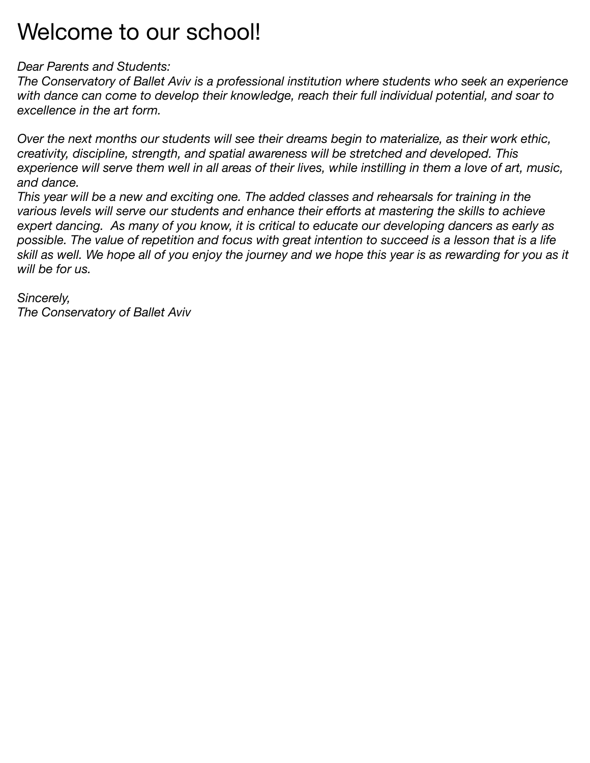# Welcome to our school!

*Dear Parents and Students:*
*The Conservatory of Ballet Aviv is a professional institution where students who seek an experience with dance can come to develop their knowledge, reach their full individual potential, and soar to excellence in the art form.*

*Over the next months our students will see their dreams begin to materialize, as their work ethic, creativity, discipline, strength, and spatial awareness will be stretched and developed. This experience will serve them well in all areas of their lives, while instilling in them a love of art, music, and dance.*
*This year will be a new and exciting one. The added classes and rehearsals for training in the various levels will serve our students and enhance their efforts at mastering the skills to achieve expert dancing. As many of you know, it is critical to educate our developing dancers as early as possible. The value of repetition and focus with great intention to succeed is a lesson that is a life skill as well. We hope all of you enjoy the journey and we hope this year is as rewarding for you as it will be for us.*

*Sincerely,*
*The Conservatory of Ballet Aviv*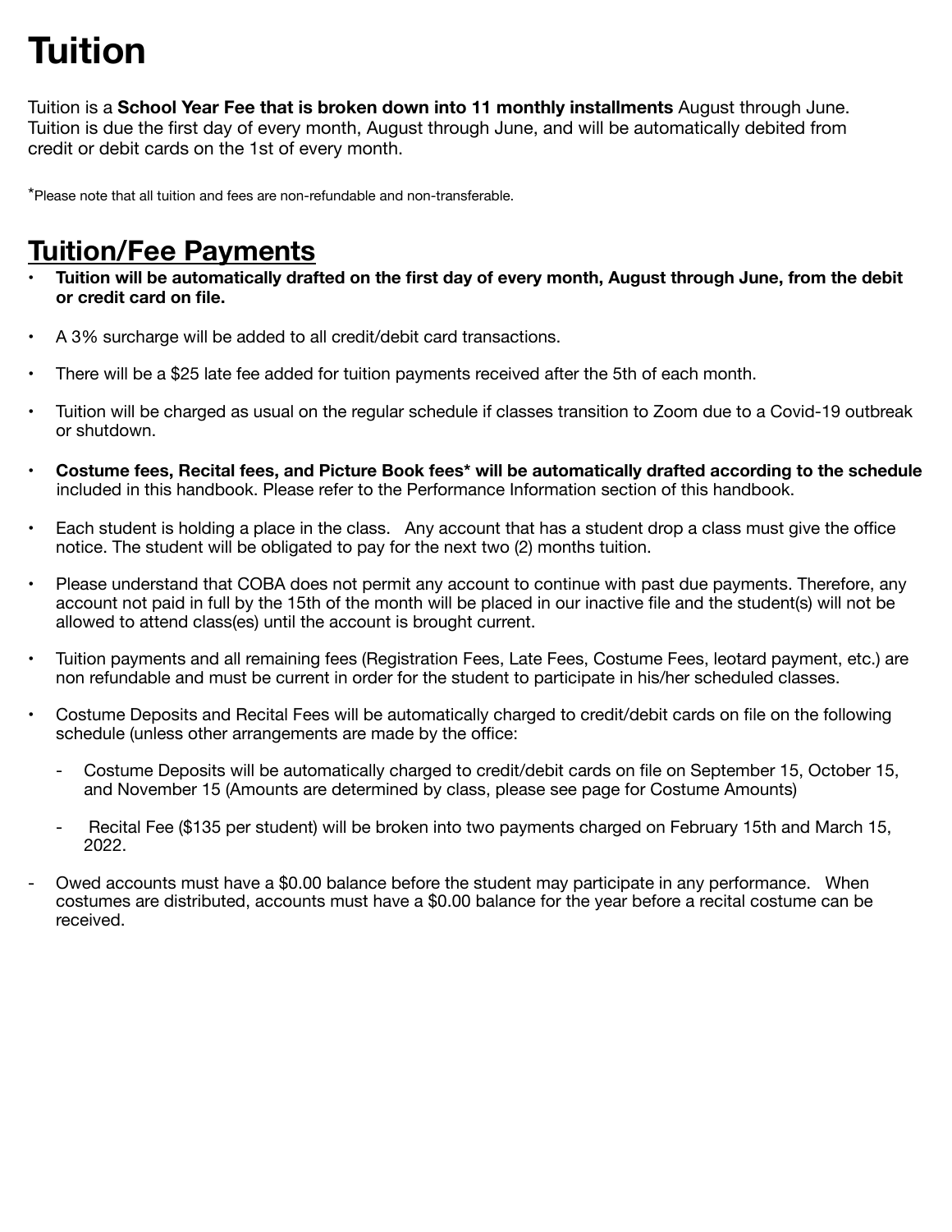# Tuition

Tuition is a **School Year Fee that is broken down into 11 monthly installments** August through June. Tuition is due the first day of every month, August through June, and will be automatically debited from credit or debit cards on the 1st of every month.

*Please note that all tuition and fees are non-refundable and non-transferable.

## Tuition/Fee Payments

- **Tuition will be automatically drafted on the first day of every month, August through June, from the debit or credit card on file.**
- A 3% surcharge will be added to all credit/debit card transactions.
- There will be a $25 late fee added for tuition payments received after the 5th of each month.
- Tuition will be charged as usual on the regular schedule if classes transition to Zoom due to a Covid-19 outbreak or shutdown.
- **Costume fees, Recital fees, and Picture Book fees* will be automatically drafted according to the schedule** included in this handbook. Please refer to the Performance Information section of this handbook.
- Each student is holding a place in the class. Any account that has a student drop a class must give the office notice. The student will be obligated to pay for the next two (2) months tuition.
- Please understand that COBA does not permit any account to continue with past due payments. Therefore, any account not paid in full by the 15th of the month will be placed in our inactive file and the student(s) will not be allowed to attend class(es) until the account is brought current.
- Tuition payments and all remaining fees (Registration Fees, Late Fees, Costume Fees, leotard payment, etc.) are non refundable and must be current in order for the student to participate in his/her scheduled classes.
- Costume Deposits and Recital Fees will be automatically charged to credit/debit cards on file on the following schedule (unless other arrangements are made by the office:
  - Costume Deposits will be automatically charged to credit/debit cards on file on September 15, October 15, and November 15 (Amounts are determined by class, please see page for Costume Amounts)
  - Recital Fee ($135 per student) will be broken into two payments charged on February 15th and March 15, 2022.

- Owed accounts must have a $0.00 balance before the student may participate in any performance. When costumes are distributed, accounts must have a $0.00 balance for the year before a recital costume can be received.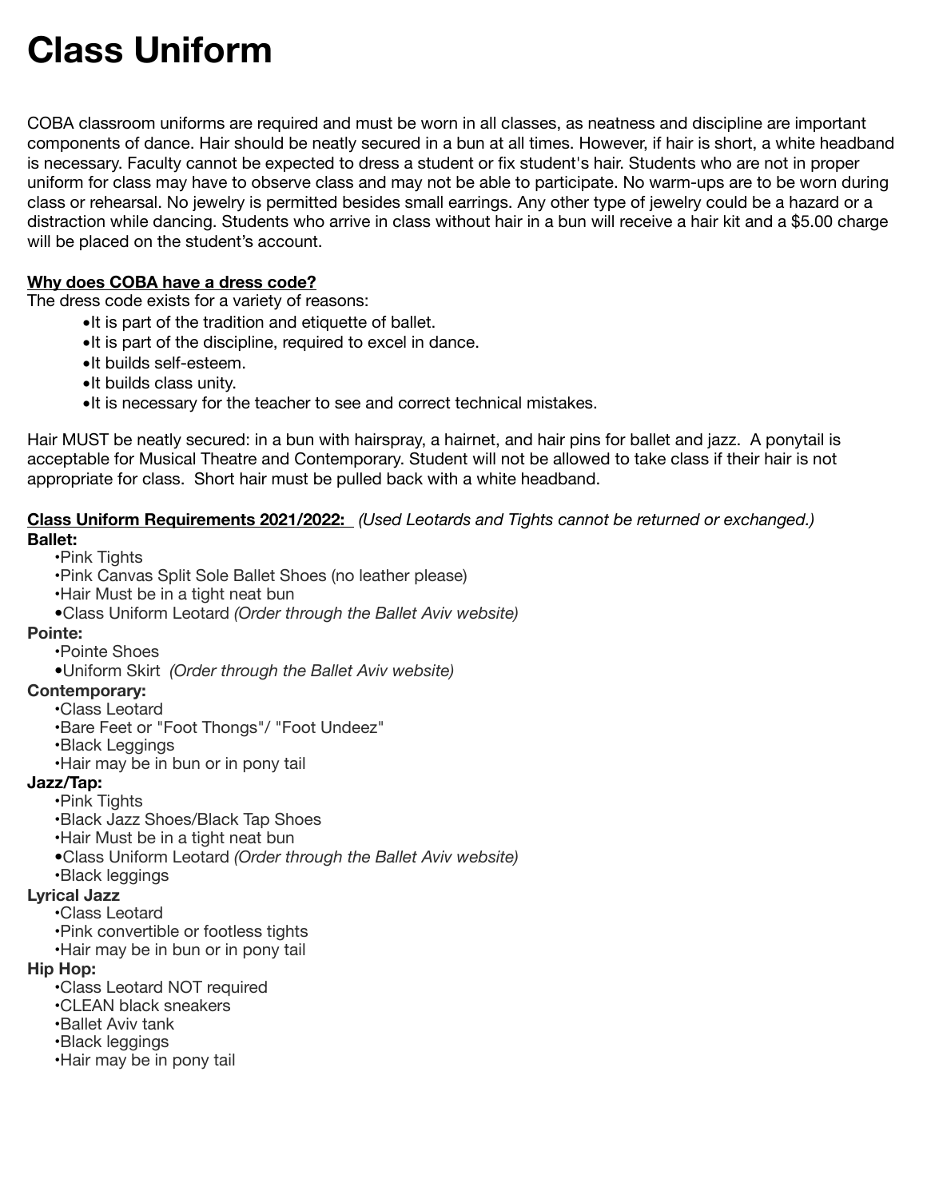# Class Uniform

COBA classroom uniforms are required and must be worn in all classes, as neatness and discipline are important components of dance. Hair should be neatly secured in a bun at all times. However, if hair is short, a white headband is necessary. Faculty cannot be expected to dress a student or fix student's hair. Students who are not in proper uniform for class may have to observe class and may not be able to participate. No warm-ups are to be worn during class or rehearsal. No jewelry is permitted besides small earrings. Any other type of jewelry could be a hazard or a distraction while dancing. Students who arrive in class without hair in a bun will receive a hair kit and a $5.00 charge will be placed on the student's account.

**Why does COBA have a dress code?**

The dress code exists for a variety of reasons:

- It is part of the tradition and etiquette of ballet.
- It is part of the discipline, required to excel in dance.
- It builds self-esteem.
- It builds class unity.
- It is necessary for the teacher to see and correct technical mistakes.

Hair MUST be neatly secured: in a bun with hairspray, a hairnet, and hair pins for ballet and jazz. A ponytail is acceptable for Musical Theatre and Contemporary. Student will not be allowed to take class if their hair is not appropriate for class. Short hair must be pulled back with a white headband.

**Class Uniform Requirements 2021/2022:** *(Used Leotards and Tights cannot be returned or exchanged.)*

**Ballet:**
- Pink Tights
- Pink Canvas Split Sole Ballet Shoes (no leather please)
- Hair Must be in a tight neat bun
- Class Uniform Leotard *(Order through the Ballet Aviv website)*

**Pointe:**
- Pointe Shoes
- Uniform Skirt *(Order through the Ballet Aviv website)*

**Contemporary:**
- Class Leotard
- Bare Feet or "Foot Thongs"/ "Foot Undeez"
- Black Leggings
- Hair may be in bun or in pony tail

**Jazz/Tap:**
- Pink Tights
- Black Jazz Shoes/Black Tap Shoes
- Hair Must be in a tight neat bun
- Class Uniform Leotard *(Order through the Ballet Aviv website)*
- Black leggings

**Lyrical Jazz**
- Class Leotard
- Pink convertible or footless tights
- Hair may be in bun or in pony tail

**Hip Hop:**
- Class Leotard NOT required
- CLEAN black sneakers
- Ballet Aviv tank
- Black leggings
- Hair may be in pony tail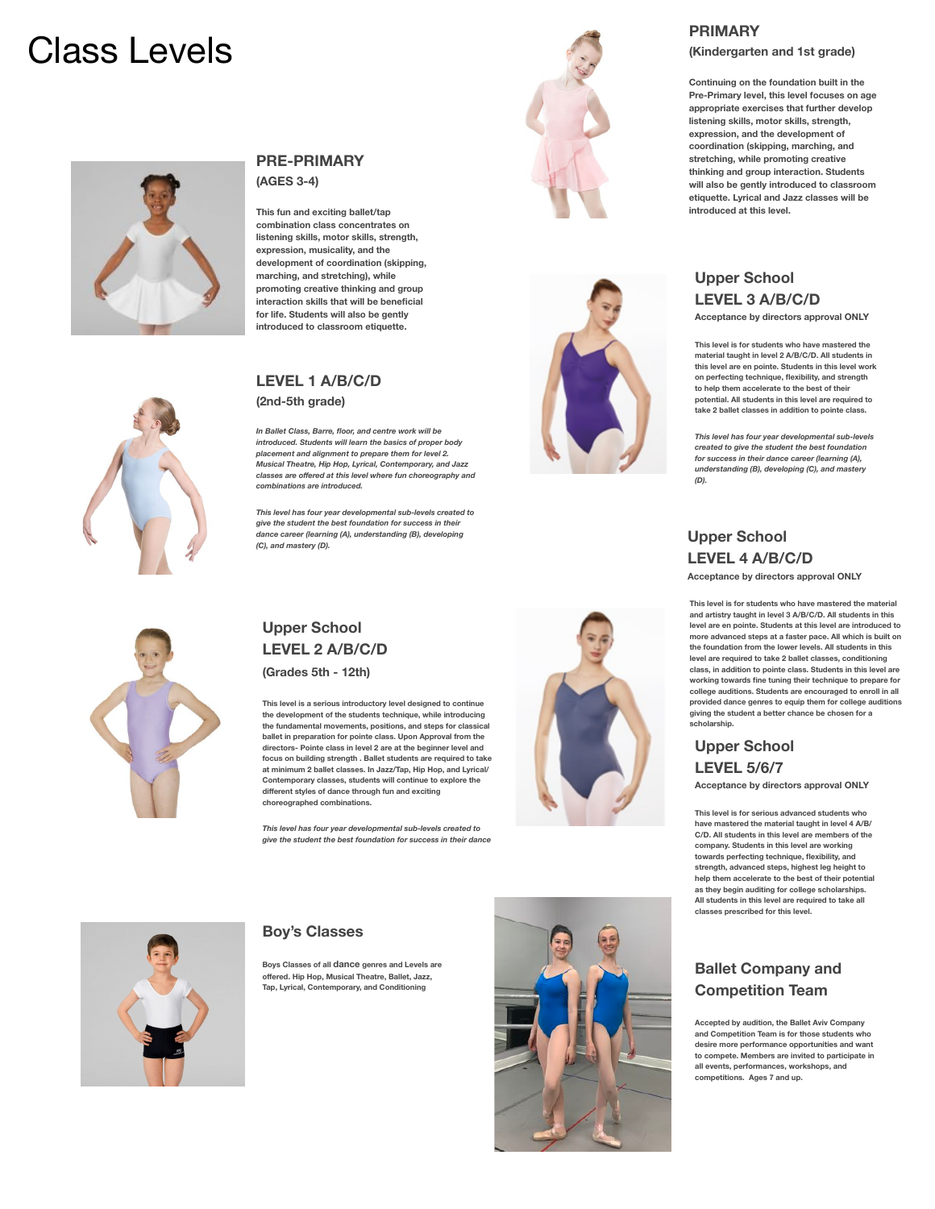# Class Levels

## PRE-PRIMARY

**(AGES 3-4)**

This fun and exciting ballet/tap combination class concentrates on listening skills, motor skills, strength, expression, musicality, and the development of coordination (skipping, marching, and stretching), while promoting creative thinking and group interaction skills that will be beneficial for life. Students will also be gently introduced to classroom etiquette.

## PRIMARY

**(Kindergarten and 1st grade)**

Continuing on the foundation built in the Pre-Primary level, this level focuses on age appropriate exercises that further develop listening skills, motor skills, strength, expression, and the development of coordination (skipping, marching, and stretching, while promoting creative thinking and group interaction. Students will also be gently introduced to classroom etiquette. Lyrical and Jazz classes will be introduced at this level.

## LEVEL 1 A/B/C/D

**(2nd-5th grade)**

*In Ballet Class, Barre, floor, and centre work will be introduced. Students will learn the basics of proper body placement and alignment to prepare them for level 2. Musical Theatre, Hip Hop, Lyrical, Contemporary, and Jazz classes are offered at this level where fun choreography and combinations are introduced.*

*This level has four year developmental sub-levels created to give the student the best foundation for success in their dance career (learning (A), understanding (B), developing (C), and mastery (D).*

## Upper School
## LEVEL 2 A/B/C/D

**(Grades 5th - 12th)**

This level is a serious introductory level designed to continue the development of the students technique, while introducing the fundamental movements, positions, and steps for classical ballet in preparation for pointe class. Upon Approval from the directors- Pointe class in level 2 are at the beginner level and focus on building strength . Ballet students are required to take at minimum 2 ballet classes. In Jazz/Tap, Hip Hop, and Lyrical/ Contemporary classes, students will continue to explore the different styles of dance through fun and exciting choreographed combinations.

*This level has four year developmental sub-levels created to give the student the best foundation for success in their dance*

## Upper School
## LEVEL 3 A/B/C/D

**Acceptance by directors approval ONLY**

This level is for students who have mastered the material taught in level 2 A/B/C/D. All students in this level are en pointe. Students in this level work on perfecting technique, flexibility, and strength to help them accelerate to the best of their potential. All students in this level are required to take 2 ballet classes in addition to pointe class.

*This level has four year developmental sub-levels created to give the student the best foundation for success in their dance career (learning (A), understanding (B), developing (C), and mastery (D).*

## Upper School
## LEVEL 4 A/B/C/D

**Acceptance by directors approval ONLY**

This level is for students who have mastered the material and artistry taught in level 3 A/B/C/D. All students in this level are en pointe. Students at this level are introduced to more advanced steps at a faster pace. All which is built on the foundation from the lower levels. All students in this level are required to take 2 ballet classes, conditioning class, in addition to pointe class. Students in this level are working towards fine tuning their technique to prepare for college auditions. Students are encouraged to enroll in all provided dance genres to equip them for college auditions giving the student a better chance be chosen for a scholarship.

## Upper School
## LEVEL 5/6/7

**Acceptance by directors approval ONLY**

This level is for serious advanced students who have mastered the material taught in level 4 A/B/C/D. All students in this level are members of the company. Students in this level are working towards perfecting technique, flexibility, and strength, advanced steps, highest leg height to help them accelerate to the best of their potential as they begin auditing for college scholarships. All students in this level are required to take all classes prescribed for this level.

## Boy's Classes

Boys Classes of all dance genres and Levels are offered. Hip Hop, Musical Theatre, Ballet, Jazz, Tap, Lyrical, Contemporary, and Conditioning

## Ballet Company and Competition Team

Accepted by audition, the Ballet Aviv Company and Competition Team is for those students who desire more performance opportunities and want to compete. Members are invited to participate in all events, performances, workshops, and competitions. Ages 7 and up.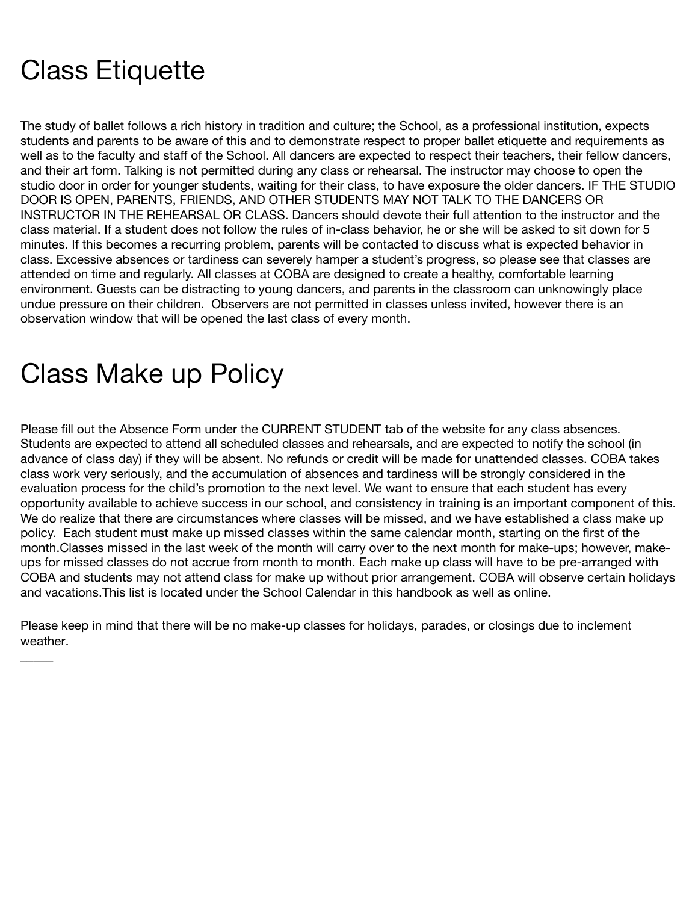# Class Etiquette

The study of ballet follows a rich history in tradition and culture; the School, as a professional institution, expects students and parents to be aware of this and to demonstrate respect to proper ballet etiquette and requirements as well as to the faculty and staff of the School. All dancers are expected to respect their teachers, their fellow dancers, and their art form. Talking is not permitted during any class or rehearsal. The instructor may choose to open the studio door in order for younger students, waiting for their class, to have exposure the older dancers. IF THE STUDIO DOOR IS OPEN, PARENTS, FRIENDS, AND OTHER STUDENTS MAY NOT TALK TO THE DANCERS OR INSTRUCTOR IN THE REHEARSAL OR CLASS. Dancers should devote their full attention to the instructor and the class material. If a student does not follow the rules of in-class behavior, he or she will be asked to sit down for 5 minutes. If this becomes a recurring problem, parents will be contacted to discuss what is expected behavior in class. Excessive absences or tardiness can severely hamper a student's progress, so please see that classes are attended on time and regularly. All classes at COBA are designed to create a healthy, comfortable learning environment. Guests can be distracting to young dancers, and parents in the classroom can unknowingly place undue pressure on their children. Observers are not permitted in classes unless invited, however there is an observation window that will be opened the last class of every month.

# Class Make up Policy

Please fill out the Absence Form under the CURRENT STUDENT tab of the website for any class absences. Students are expected to attend all scheduled classes and rehearsals, and are expected to notify the school (in advance of class day) if they will be absent. No refunds or credit will be made for unattended classes. COBA takes class work very seriously, and the accumulation of absences and tardiness will be strongly considered in the evaluation process for the child's promotion to the next level. We want to ensure that each student has every opportunity available to achieve success in our school, and consistency in training is an important component of this. We do realize that there are circumstances where classes will be missed, and we have established a class make up policy. Each student must make up missed classes within the same calendar month, starting on the first of the month.Classes missed in the last week of the month will carry over to the next month for make-ups; however, make-ups for missed classes do not accrue from month to month. Each make up class will have to be pre-arranged with COBA and students may not attend class for make up without prior arrangement. COBA will observe certain holidays and vacations.This list is located under the School Calendar in this handbook as well as online.

Please keep in mind that there will be no make-up classes for holidays, parades, or closings due to inclement weather.

_____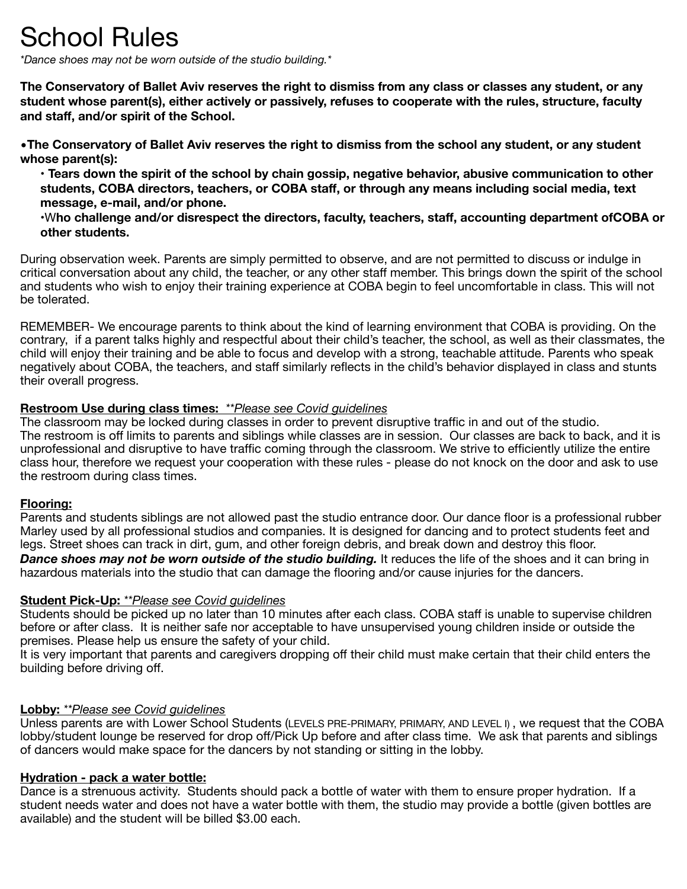# School Rules

*\*Dance shoes may not be worn outside of the studio building.\**

**The Conservatory of Ballet Aviv reserves the right to dismiss from any class or classes any student, or any student whose parent(s), either actively or passively, refuses to cooperate with the rules, structure, faculty and staff, and/or spirit of the School.**

**•The Conservatory of Ballet Aviv reserves the right to dismiss from the school any student, or any student whose parent(s):**

- **Tears down the spirit of the school by chain gossip, negative behavior, abusive communication to other students, COBA directors, teachers, or COBA staff, or through any means including social media, text message, e-mail, and/or phone.**
- **Who challenge and/or disrespect the directors, faculty, teachers, staff, accounting department ofCOBA or other students.**

During observation week. Parents are simply permitted to observe, and are not permitted to discuss or indulge in critical conversation about any child, the teacher, or any other staff member. This brings down the spirit of the school and students who wish to enjoy their training experience at COBA begin to feel uncomfortable in class. This will not be tolerated.

REMEMBER- We encourage parents to think about the kind of learning environment that COBA is providing. On the contrary, if a parent talks highly and respectful about their child's teacher, the school, as well as their classmates, the child will enjoy their training and be able to focus and develop with a strong, teachable attitude. Parents who speak negatively about COBA, the teachers, and staff similarly reflects in the child's behavior displayed in class and stunts their overall progress.

**Restroom Use during class times:** *\*\*Please see Covid guidelines*

The classroom may be locked during classes in order to prevent disruptive traffic in and out of the studio. The restroom is off limits to parents and siblings while classes are in session. Our classes are back to back, and it is unprofessional and disruptive to have traffic coming through the classroom. We strive to efficiently utilize the entire class hour, therefore we request your cooperation with these rules - please do not knock on the door and ask to use the restroom during class times.

**Flooring:**

Parents and students siblings are not allowed past the studio entrance door. Our dance floor is a professional rubber Marley used by all professional studios and companies. It is designed for dancing and to protect students feet and legs. Street shoes can track in dirt, gum, and other foreign debris, and break down and destroy this floor. ***Dance shoes may not be worn outside of the studio building.*** It reduces the life of the shoes and it can bring in hazardous materials into the studio that can damage the flooring and/or cause injuries for the dancers.

**Student Pick-Up:** *\*\*Please see Covid guidelines*

Students should be picked up no later than 10 minutes after each class. COBA staff is unable to supervise children before or after class. It is neither safe nor acceptable to have unsupervised young children inside or outside the premises. Please help us ensure the safety of your child.

It is very important that parents and caregivers dropping off their child must make certain that their child enters the building before driving off.

**Lobby:** *\*\*Please see Covid guidelines*

Unless parents are with Lower School Students (LEVELS PRE-PRIMARY, PRIMARY, AND LEVEL I), we request that the COBA lobby/student lounge be reserved for drop off/Pick Up before and after class time. We ask that parents and siblings of dancers would make space for the dancers by not standing or sitting in the lobby.

**Hydration - pack a water bottle:**

Dance is a strenuous activity. Students should pack a bottle of water with them to ensure proper hydration. If a student needs water and does not have a water bottle with them, the studio may provide a bottle (given bottles are available) and the student will be billed $3.00 each.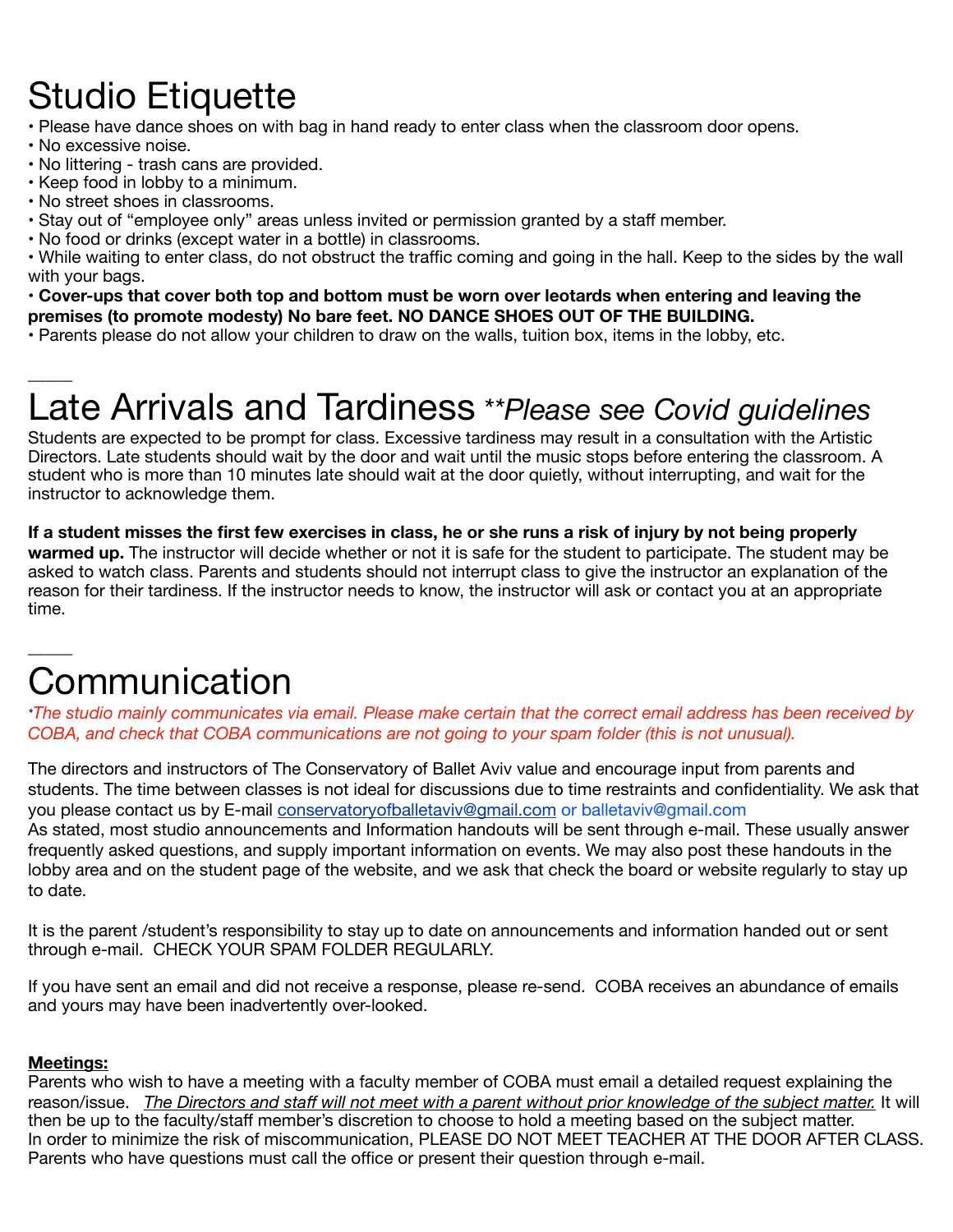# Studio Etiquette

- Please have dance shoes on with bag in hand ready to enter class when the classroom door opens.
- No excessive noise.
- No littering - trash cans are provided.
- Keep food in lobby to a minimum.
- No street shoes in classrooms.
- Stay out of "employee only" areas unless invited or permission granted by a staff member.
- No food or drinks (except water in a bottle) in classrooms.
- While waiting to enter class, do not obstruct the traffic coming and going in the hall. Keep to the sides by the wall with your bags.
- **Cover-ups that cover both top and bottom must be worn over leotards when entering and leaving the premises (to promote modesty) No bare feet. NO DANCE SHOES OUT OF THE BUILDING.**
- Parents please do not allow your children to draw on the walls, tuition box, items in the lobby, etc.

---

# Late Arrivals and Tardiness *\*\*Please see Covid guidelines*

Students are expected to be prompt for class. Excessive tardiness may result in a consultation with the Artistic Directors. Late students should wait by the door and wait until the music stops before entering the classroom. A student who is more than 10 minutes late should wait at the door quietly, without interrupting, and wait for the instructor to acknowledge them.

**If a student misses the first few exercises in class, he or she runs a risk of injury by not being properly warmed up.** The instructor will decide whether or not it is safe for the student to participate. The student may be asked to watch class. Parents and students should not interrupt class to give the instructor an explanation of the reason for their tardiness. If the instructor needs to know, the instructor will ask or contact you at an appropriate time.

---

# Communication

*\*The studio mainly communicates via email. Please make certain that the correct email address has been received by COBA, and check that COBA communications are not going to your spam folder (this is not unusual).*

The directors and instructors of The Conservatory of Ballet Aviv value and encourage input from parents and students. The time between classes is not ideal for discussions due to time restraints and confidentiality. We ask that you please contact us by E-mail conservatoryofballetaviv@gmail.com or balletaviv@gmail.com
As stated, most studio announcements and Information handouts will be sent through e-mail. These usually answer frequently asked questions, and supply important information on events. We may also post these handouts in the lobby area and on the student page of the website, and we ask that check the board or website regularly to stay up to date.

It is the parent /student's responsibility to stay up to date on announcements and information handed out or sent through e-mail. CHECK YOUR SPAM FOLDER REGULARLY.

If you have sent an email and did not receive a response, please re-send. COBA receives an abundance of emails and yours may have been inadvertently over-looked.

**<u>Meetings:</u>**
Parents who wish to have a meeting with a faculty member of COBA must email a detailed request explaining the reason/issue. *<u>The Directors and staff will not meet with a parent without prior knowledge of the subject matter.</u>* It will then be up to the faculty/staff member's discretion to choose to hold a meeting based on the subject matter.
In order to minimize the risk of miscommunication, PLEASE DO NOT MEET TEACHER AT THE DOOR AFTER CLASS. Parents who have questions must call the office or present their question through e-mail.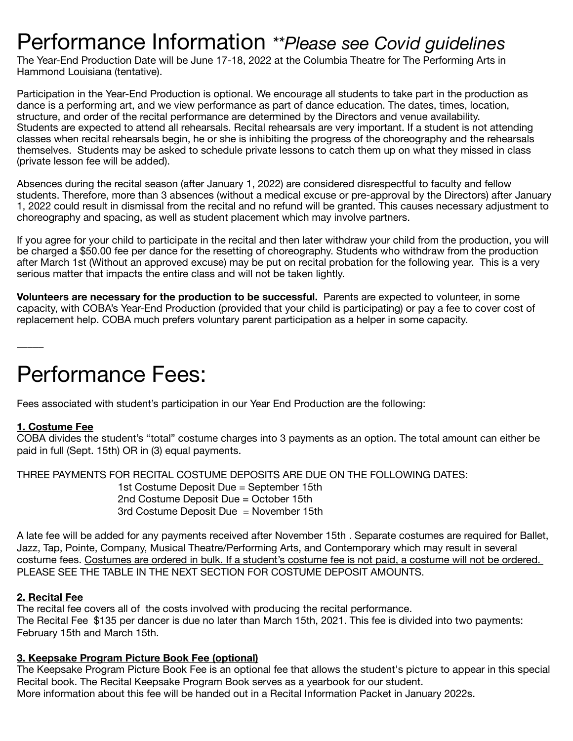# Performance Information *\*\*Please see Covid guidelines*

The Year-End Production Date will be June 17-18, 2022 at the Columbia Theatre for The Performing Arts in Hammond Louisiana (tentative).

Participation in the Year-End Production is optional. We encourage all students to take part in the production as dance is a performing art, and we view performance as part of dance education. The dates, times, location, structure, and order of the recital performance are determined by the Directors and venue availability. Students are expected to attend all rehearsals. Recital rehearsals are very important. If a student is not attending classes when recital rehearsals begin, he or she is inhibiting the progress of the choreography and the rehearsals themselves. Students may be asked to schedule private lessons to catch them up on what they missed in class (private lesson fee will be added).

Absences during the recital season (after January 1, 2022) are considered disrespectful to faculty and fellow students. Therefore, more than 3 absences (without a medical excuse or pre-approval by the Directors) after January 1, 2022 could result in dismissal from the recital and no refund will be granted. This causes necessary adjustment to choreography and spacing, as well as student placement which may involve partners.

If you agree for your child to participate in the recital and then later withdraw your child from the production, you will be charged a $50.00 fee per dance for the resetting of choreography. Students who withdraw from the production after March 1st (Without an approved excuse) may be put on recital probation for the following year. This is a very serious matter that impacts the entire class and will not be taken lightly.

**Volunteers are necessary for the production to be successful.** Parents are expected to volunteer, in some capacity, with COBA's Year-End Production (provided that your child is participating) or pay a fee to cover cost of replacement help. COBA much prefers voluntary parent participation as a helper in some capacity.

---

# Performance Fees:

Fees associated with student's participation in our Year End Production are the following:

### 1. Costume Fee

COBA divides the student's "total" costume charges into 3 payments as an option. The total amount can either be paid in full (Sept. 15th) OR in (3) equal payments.

THREE PAYMENTS FOR RECITAL COSTUME DEPOSITS ARE DUE ON THE FOLLOWING DATES:

1st Costume Deposit Due = September 15th
2nd Costume Deposit Due = October 15th
3rd Costume Deposit Due = November 15th

A late fee will be added for any payments received after November 15th . Separate costumes are required for Ballet, Jazz, Tap, Pointe, Company, Musical Theatre/Performing Arts, and Contemporary which may result in several costume fees. Costumes are ordered in bulk. If a student's costume fee is not paid, a costume will not be ordered. PLEASE SEE THE TABLE IN THE NEXT SECTION FOR COSTUME DEPOSIT AMOUNTS.

### 2. Recital Fee

The recital fee covers all of the costs involved with producing the recital performance.
The Recital Fee $135 per dancer is due no later than March 15th, 2021. This fee is divided into two payments: February 15th and March 15th.

### 3. Keepsake Program Picture Book Fee (optional)

The Keepsake Program Picture Book Fee is an optional fee that allows the student's picture to appear in this special Recital book. The Recital Keepsake Program Book serves as a yearbook for our student.
More information about this fee will be handed out in a Recital Information Packet in January 2022s.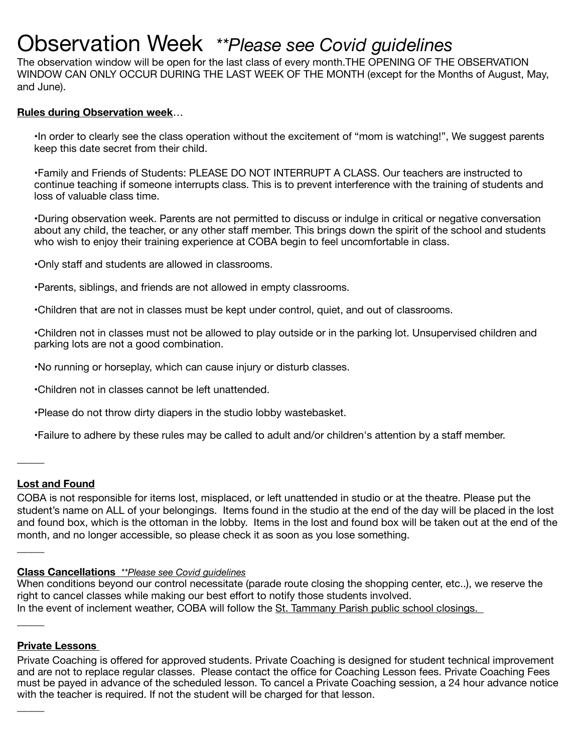# Observation Week *\*\*Please see Covid guidelines*

The observation window will be open for the last class of every month.THE OPENING OF THE OBSERVATION WINDOW CAN ONLY OCCUR DURING THE LAST WEEK OF THE MONTH (except for the Months of August, May, and June).

**Rules during Observation week**…

- In order to clearly see the class operation without the excitement of "mom is watching!", We suggest parents keep this date secret from their child.
- Family and Friends of Students: PLEASE DO NOT INTERRUPT A CLASS. Our teachers are instructed to continue teaching if someone interrupts class. This is to prevent interference with the training of students and loss of valuable class time.
- During observation week. Parents are not permitted to discuss or indulge in critical or negative conversation about any child, the teacher, or any other staff member. This brings down the spirit of the school and students who wish to enjoy their training experience at COBA begin to feel uncomfortable in class.
- Only staff and students are allowed in classrooms.
- Parents, siblings, and friends are not allowed in empty classrooms.
- Children that are not in classes must be kept under control, quiet, and out of classrooms.
- Children not in classes must not be allowed to play outside or in the parking lot. Unsupervised children and parking lots are not a good combination.
- No running or horseplay, which can cause injury or disturb classes.
- Children not in classes cannot be left unattended.
- Please do not throw dirty diapers in the studio lobby wastebasket.
- Failure to adhere by these rules may be called to adult and/or children's attention by a staff member.

---

**Lost and Found**

COBA is not responsible for items lost, misplaced, or left unattended in studio or at the theatre. Please put the student's name on ALL of your belongings. Items found in the studio at the end of the day will be placed in the lost and found box, which is the ottoman in the lobby. Items in the lost and found box will be taken out at the end of the month, and no longer accessible, so please check it as soon as you lose something.

---

**Class Cancellations** *\*\*Please see Covid guidelines*

When conditions beyond our control necessitate (parade route closing the shopping center, etc..), we reserve the right to cancel classes while making our best effort to notify those students involved.
In the event of inclement weather, COBA will follow the St. Tammany Parish public school closings.

---

**Private Lessons**

Private Coaching is offered for approved students. Private Coaching is designed for student technical improvement and are not to replace regular classes. Please contact the office for Coaching Lesson fees. Private Coaching Fees must be payed in advance of the scheduled lesson. To cancel a Private Coaching session, a 24 hour advance notice with the teacher is required. If not the student will be charged for that lesson.

---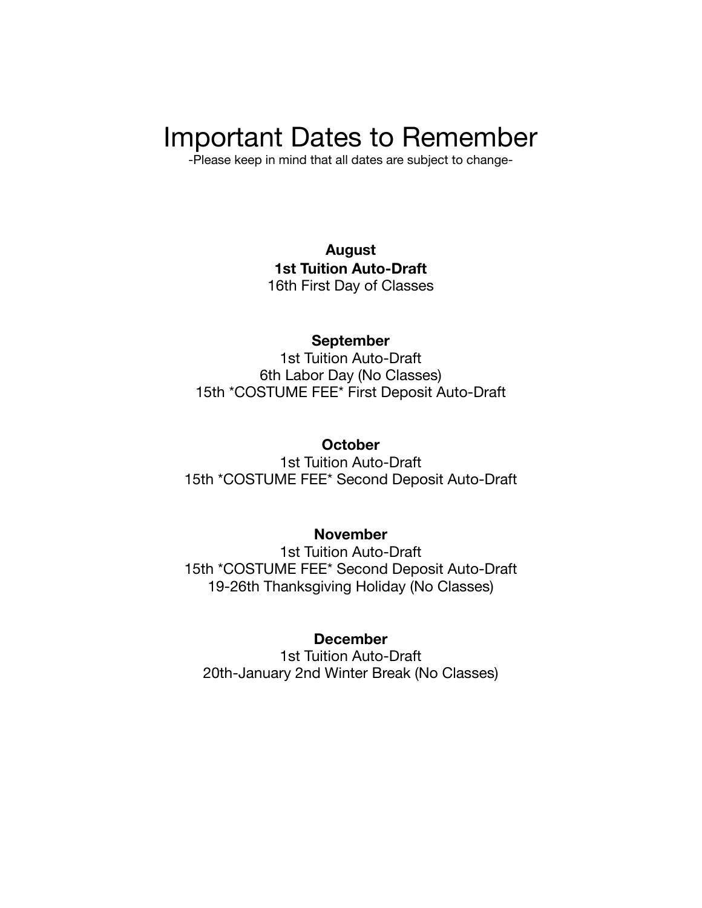# Important Dates to Remember

-Please keep in mind that all dates are subject to change-

**August**
**1st Tuition Auto-Draft**
16th First Day of Classes

**September**
1st Tuition Auto-Draft
6th Labor Day (No Classes)
15th *COSTUME FEE* First Deposit Auto-Draft

**October**
1st Tuition Auto-Draft
15th *COSTUME FEE* Second Deposit Auto-Draft

**November**
1st Tuition Auto-Draft
15th *COSTUME FEE* Second Deposit Auto-Draft
19-26th Thanksgiving Holiday (No Classes)

**December**
1st Tuition Auto-Draft
20th-January 2nd Winter Break (No Classes)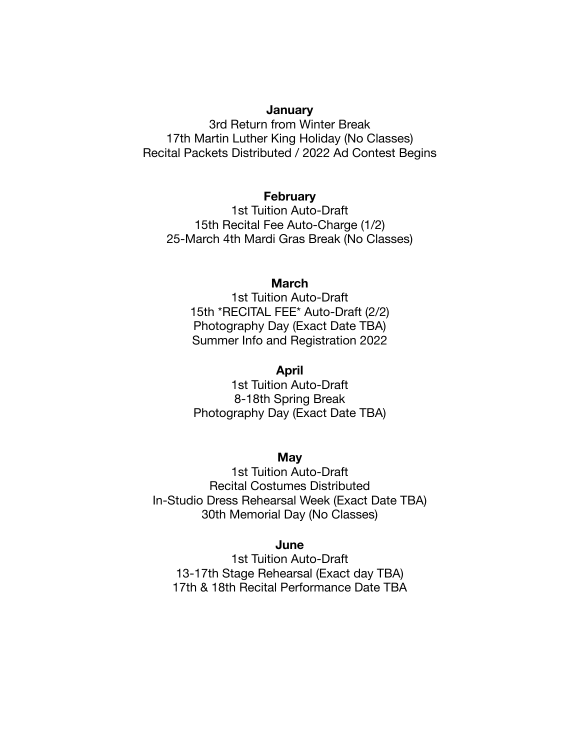**January**

3rd Return from Winter Break
17th Martin Luther King Holiday (No Classes)
Recital Packets Distributed / 2022 Ad Contest Begins

**February**

1st Tuition Auto-Draft
15th Recital Fee Auto-Charge (1/2)
25-March 4th Mardi Gras Break (No Classes)

**March**

1st Tuition Auto-Draft
15th *RECITAL FEE* Auto-Draft (2/2)
Photography Day (Exact Date TBA)
Summer Info and Registration 2022

**April**

1st Tuition Auto-Draft
8-18th Spring Break
Photography Day (Exact Date TBA)

**May**

1st Tuition Auto-Draft
Recital Costumes Distributed
In-Studio Dress Rehearsal Week (Exact Date TBA)
30th Memorial Day (No Classes)

**June**

1st Tuition Auto-Draft
13-17th Stage Rehearsal (Exact day TBA)
17th & 18th Recital Performance Date TBA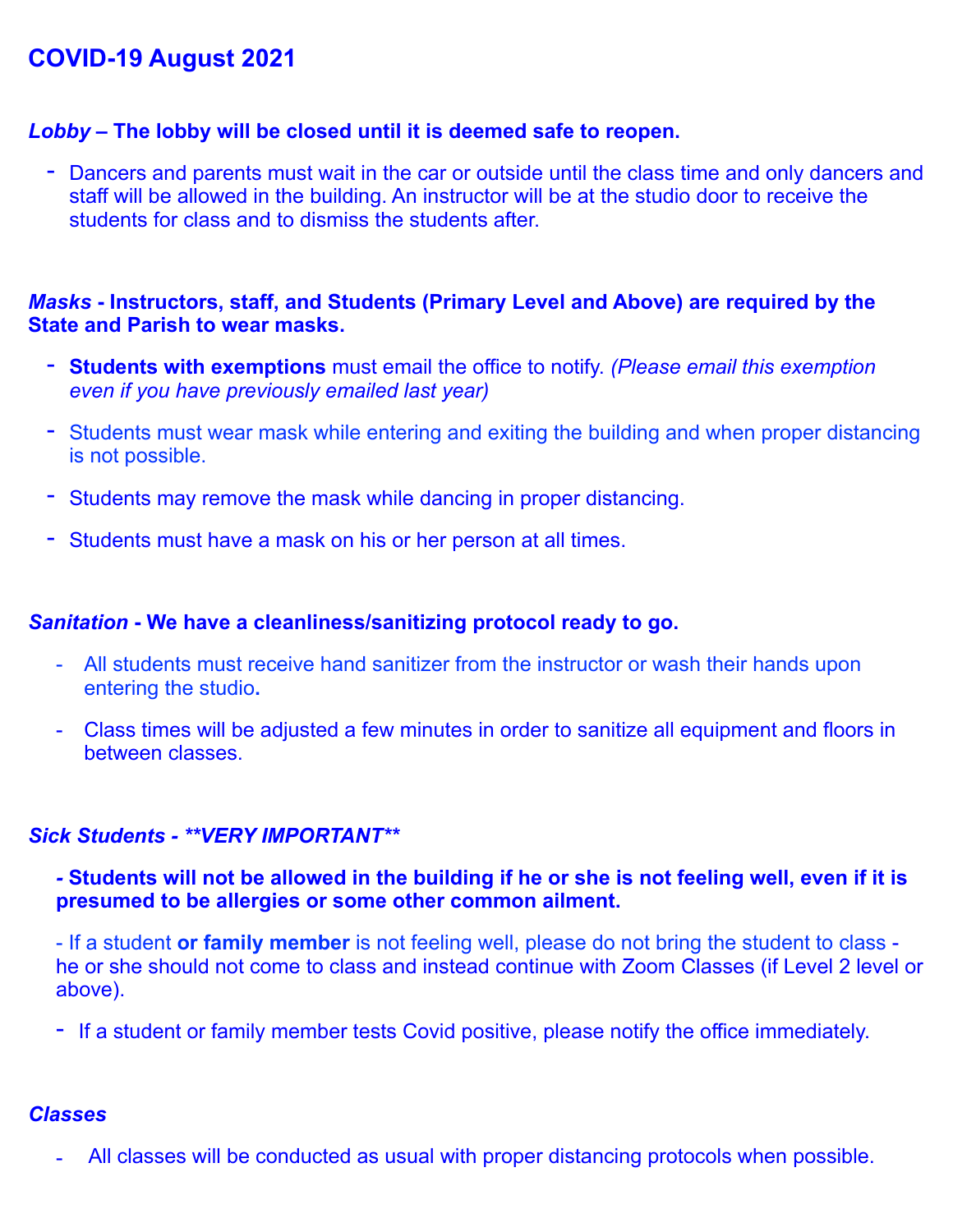## COVID-19 August 2021

***Lobby* – The lobby will be closed until it is deemed safe to reopen.**

- Dancers and parents must wait in the car or outside until the class time and only dancers and staff will be allowed in the building. An instructor will be at the studio door to receive the students for class and to dismiss the students after.

***Masks* - Instructors, staff, and Students (Primary Level and Above) are required by the State and Parish to wear masks.**

- **Students with exemptions** must email the office to notify. *(Please email this exemption even if you have previously emailed last year)*
- Students must wear mask while entering and exiting the building and when proper distancing is not possible.
- Students may remove the mask while dancing in proper distancing.
- Students must have a mask on his or her person at all times.

***Sanitation* - We have a cleanliness/sanitizing protocol ready to go.**

- All students must receive hand sanitizer from the instructor or wash their hands upon entering the studio**.**
- Class times will be adjusted a few minutes in order to sanitize all equipment and floors in between classes.

***Sick Students - \*\*VERY IMPORTANT\*\****

**- Students will not be allowed in the building if he or she is not feeling well, even if it is presumed to be allergies or some other common ailment.**

- If a student **or family member** is not feeling well, please do not bring the student to class - he or she should not come to class and instead continue with Zoom Classes (if Level 2 level or above).

- If a student or family member tests Covid positive, please notify the office immediately.

***Classes***

- All classes will be conducted as usual with proper distancing protocols when possible.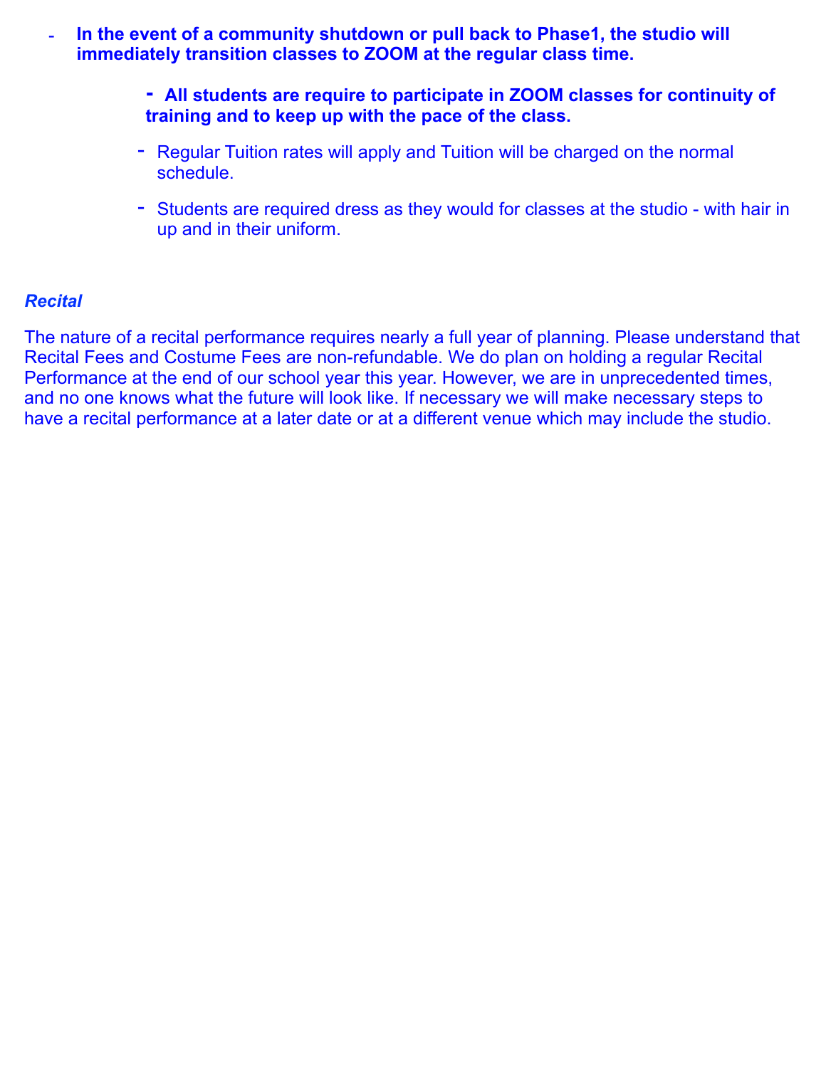- **In the event of a community shutdown or pull back to Phase1, the studio will immediately transition classes to ZOOM at the regular class time.**
    - **All students are require to participate in ZOOM classes for continuity of training and to keep up with the pace of the class.**
    - Regular Tuition rates will apply and Tuition will be charged on the normal schedule.
    - Students are required dress as they would for classes at the studio - with hair in up and in their uniform.

***Recital***

The nature of a recital performance requires nearly a full year of planning. Please understand that Recital Fees and Costume Fees are non-refundable. We do plan on holding a regular Recital Performance at the end of our school year this year. However, we are in unprecedented times, and no one knows what the future will look like. If necessary we will make necessary steps to have a recital performance at a later date or at a different venue which may include the studio.